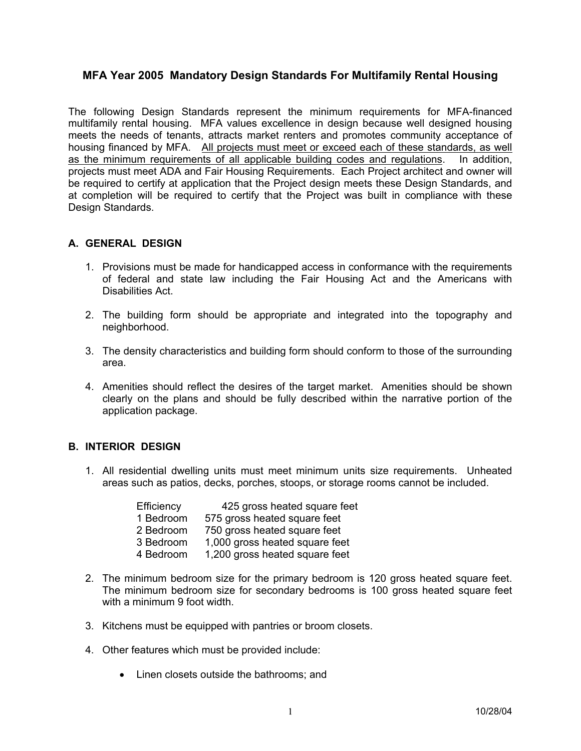# MFA Year 2005 Mandatory Design Standards For Multifamily Rental Housing

The following Design Standards represent the minimum requirements for MFA-financed multifamily rental housing. MFA values excellence in design because well designed housing meets the needs of tenants, attracts market renters and promotes community acceptance of housing financed by MFA. <u>All projects must meet or exceed each of these standards, as well as the minimum requirements of all applicable building codes and regulations</u>. In addition, projects must meet ADA and Fair Housing Requirements. Each Project architect and owner will be required to certify at application that the Project design meets these Design Standards, and at completion will be required to certify that the Project was built in compliance with these Design Standards.

## A. GENERAL DESIGN

1. Provisions must be made for handicapped access in conformance with the requirements of federal and state law including the Fair Housing Act and the Americans with Disabilities Act.

2. The building form should be appropriate and integrated into the topography and neighborhood.

3. The density characteristics and building form should conform to those of the surrounding area.

4. Amenities should reflect the desires of the target market. Amenities should be shown clearly on the plans and should be fully described within the narrative portion of the application package.

## B. INTERIOR DESIGN

1. All residential dwelling units must meet minimum units size requirements. Unheated areas such as patios, decks, porches, stoops, or storage rooms cannot be included.

   | | |
   |---|---|
   | Efficiency | 425 gross heated square feet |
   | 1 Bedroom | 575 gross heated square feet |
   | 2 Bedroom | 750 gross heated square feet |
   | 3 Bedroom | 1,000 gross heated square feet |
   | 4 Bedroom | 1,200 gross heated square feet |

2. The minimum bedroom size for the primary bedroom is 120 gross heated square feet. The minimum bedroom size for secondary bedrooms is 100 gross heated square feet with a minimum 9 foot width.

3. Kitchens must be equipped with pantries or broom closets.

4. Other features which must be provided include:

   - Linen closets outside the bathrooms; and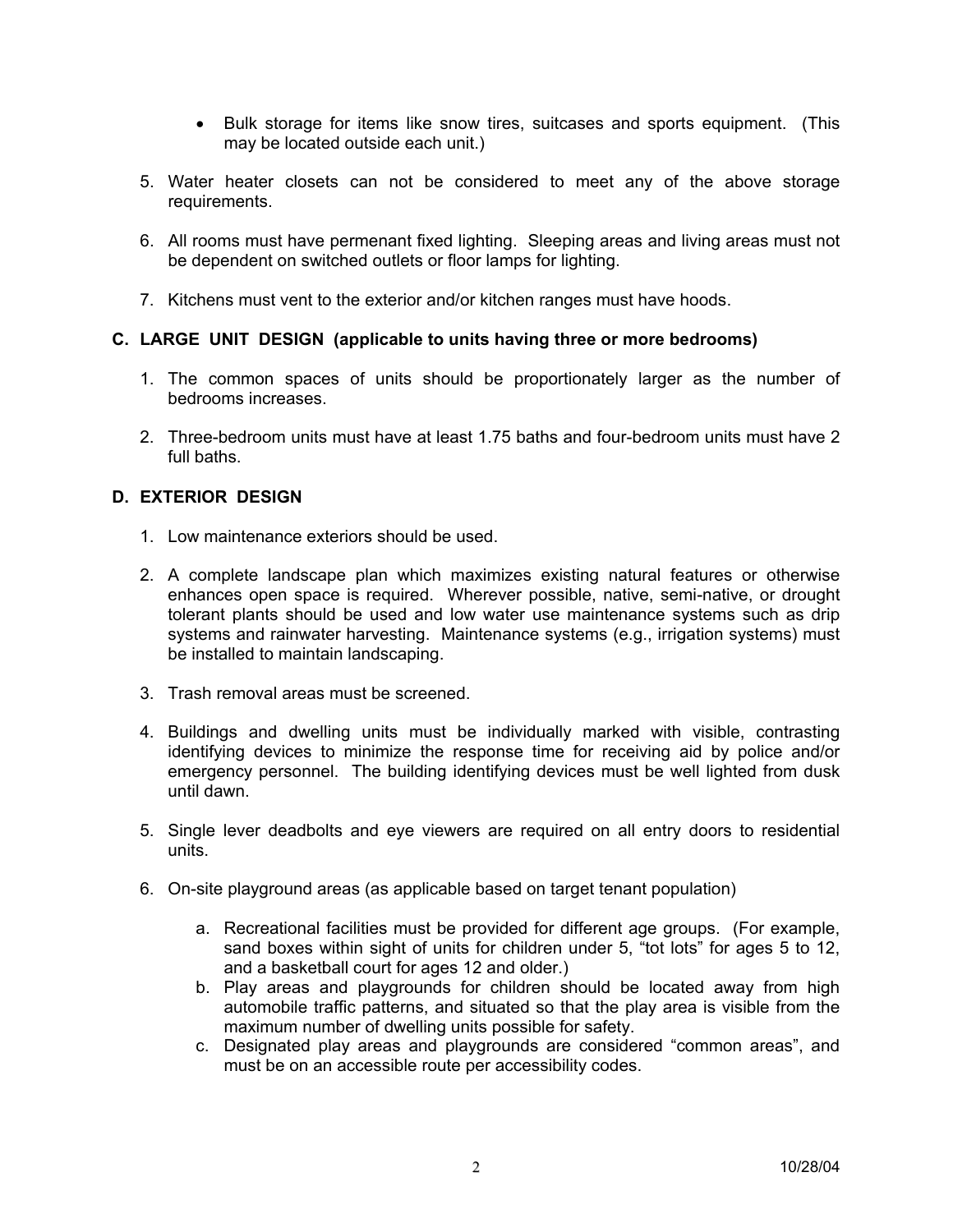- Bulk storage for items like snow tires, suitcases and sports equipment. (This may be located outside each unit.)

5. Water heater closets can not be considered to meet any of the above storage requirements.

6. All rooms must have permenant fixed lighting. Sleeping areas and living areas must not be dependent on switched outlets or floor lamps for lighting.

7. Kitchens must vent to the exterior and/or kitchen ranges must have hoods.

### C. LARGE UNIT DESIGN (applicable to units having three or more bedrooms)

1. The common spaces of units should be proportionately larger as the number of bedrooms increases.

2. Three-bedroom units must have at least 1.75 baths and four-bedroom units must have 2 full baths.

### D. EXTERIOR DESIGN

1. Low maintenance exteriors should be used.

2. A complete landscape plan which maximizes existing natural features or otherwise enhances open space is required. Wherever possible, native, semi-native, or drought tolerant plants should be used and low water use maintenance systems such as drip systems and rainwater harvesting. Maintenance systems (e.g., irrigation systems) must be installed to maintain landscaping.

3. Trash removal areas must be screened.

4. Buildings and dwelling units must be individually marked with visible, contrasting identifying devices to minimize the response time for receiving aid by police and/or emergency personnel. The building identifying devices must be well lighted from dusk until dawn.

5. Single lever deadbolts and eye viewers are required on all entry doors to residential units.

6. On-site playground areas (as applicable based on target tenant population)

   a. Recreational facilities must be provided for different age groups. (For example, sand boxes within sight of units for children under 5, "tot lots" for ages 5 to 12, and a basketball court for ages 12 and older.)
   b. Play areas and playgrounds for children should be located away from high automobile traffic patterns, and situated so that the play area is visible from the maximum number of dwelling units possible for safety.
   c. Designated play areas and playgrounds are considered "common areas", and must be on an accessible route per accessibility codes.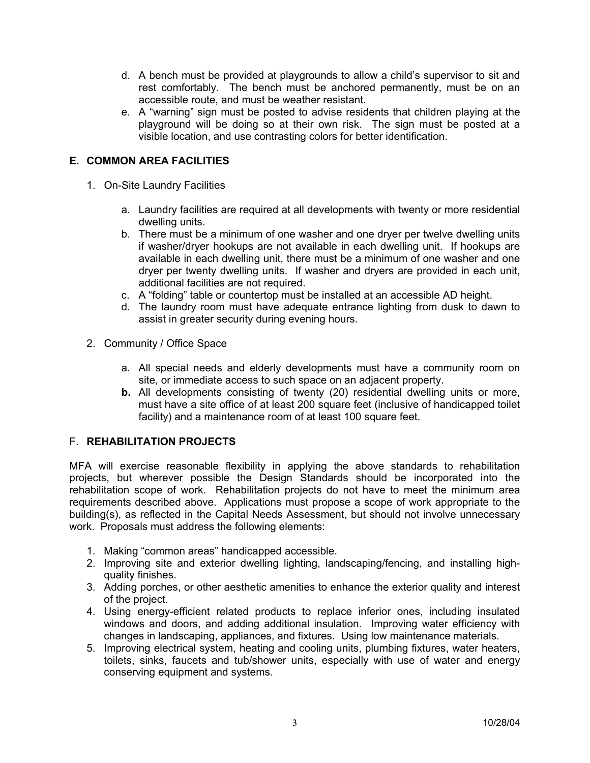d. A bench must be provided at playgrounds to allow a child's supervisor to sit and rest comfortably. The bench must be anchored permanently, must be on an accessible route, and must be weather resistant.

e. A "warning" sign must be posted to advise residents that children playing at the playground will be doing so at their own risk. The sign must be posted at a visible location, and use contrasting colors for better identification.

## E. COMMON AREA FACILITIES

1. On-Site Laundry Facilities

   a. Laundry facilities are required at all developments with twenty or more residential dwelling units.
   b. There must be a minimum of one washer and one dryer per twelve dwelling units if washer/dryer hookups are not available in each dwelling unit. If hookups are available in each dwelling unit, there must be a minimum of one washer and one dryer per twenty dwelling units. If washer and dryers are provided in each unit, additional facilities are not required.
   c. A "folding" table or countertop must be installed at an accessible AD height.
   d. The laundry room must have adequate entrance lighting from dusk to dawn to assist in greater security during evening hours.

2. Community / Office Space

   a. All special needs and elderly developments must have a community room on site, or immediate access to such space on an adjacent property.
   **b.** All developments consisting of twenty (20) residential dwelling units or more, must have a site office of at least 200 square feet (inclusive of handicapped toilet facility) and a maintenance room of at least 100 square feet.

## F. REHABILITATION PROJECTS

MFA will exercise reasonable flexibility in applying the above standards to rehabilitation projects, but wherever possible the Design Standards should be incorporated into the rehabilitation scope of work. Rehabilitation projects do not have to meet the minimum area requirements described above. Applications must propose a scope of work appropriate to the building(s), as reflected in the Capital Needs Assessment, but should not involve unnecessary work. Proposals must address the following elements:

1. Making "common areas" handicapped accessible.
2. Improving site and exterior dwelling lighting, landscaping/fencing, and installing high-quality finishes.
3. Adding porches, or other aesthetic amenities to enhance the exterior quality and interest of the project.
4. Using energy-efficient related products to replace inferior ones, including insulated windows and doors, and adding additional insulation. Improving water efficiency with changes in landscaping, appliances, and fixtures. Using low maintenance materials.
5. Improving electrical system, heating and cooling units, plumbing fixtures, water heaters, toilets, sinks, faucets and tub/shower units, especially with use of water and energy conserving equipment and systems.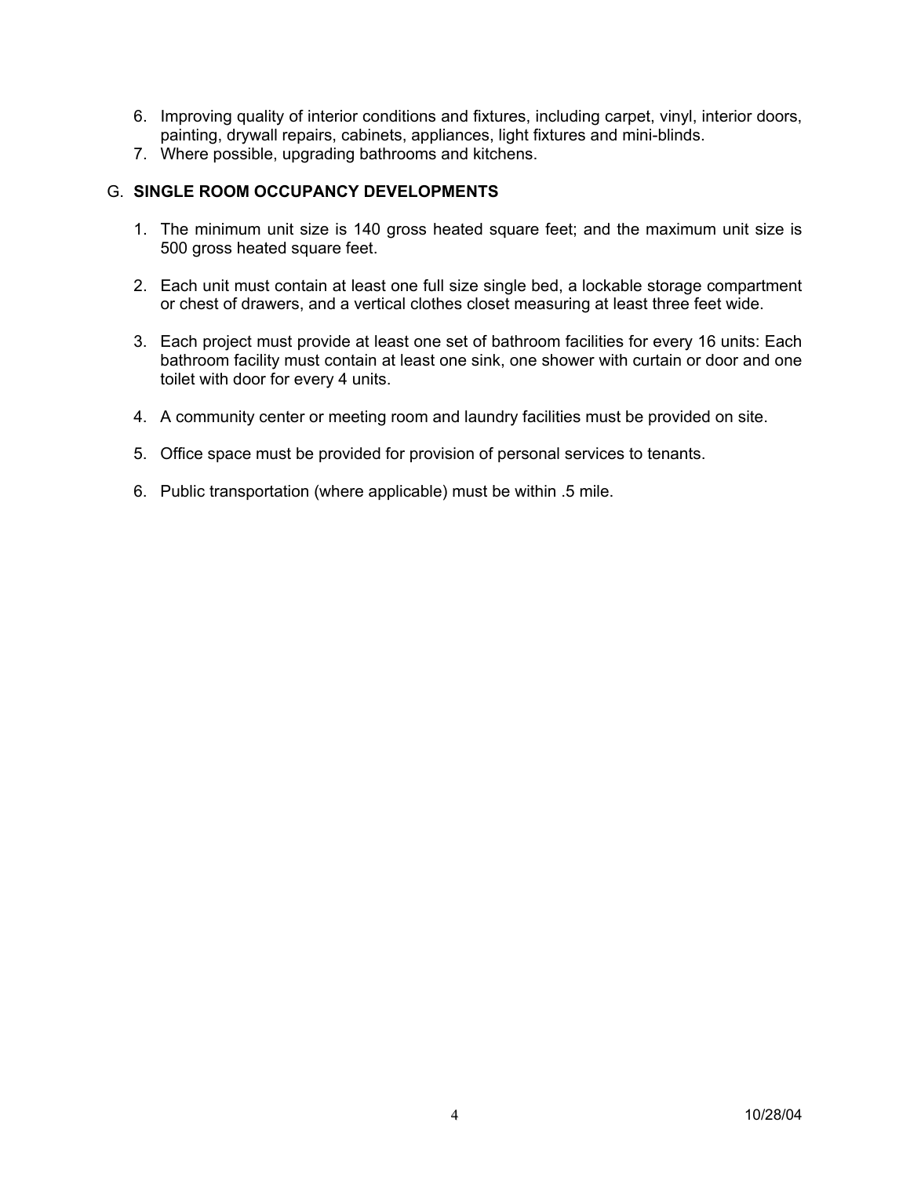6. Improving quality of interior conditions and fixtures, including carpet, vinyl, interior doors, painting, drywall repairs, cabinets, appliances, light fixtures and mini-blinds.
7. Where possible, upgrading bathrooms and kitchens.

G. **SINGLE ROOM OCCUPANCY DEVELOPMENTS**

1. The minimum unit size is 140 gross heated square feet; and the maximum unit size is 500 gross heated square feet.

2. Each unit must contain at least one full size single bed, a lockable storage compartment or chest of drawers, and a vertical clothes closet measuring at least three feet wide.

3. Each project must provide at least one set of bathroom facilities for every 16 units: Each bathroom facility must contain at least one sink, one shower with curtain or door and one toilet with door for every 4 units.

4. A community center or meeting room and laundry facilities must be provided on site.

5. Office space must be provided for provision of personal services to tenants.

6. Public transportation (where applicable) must be within .5 mile.